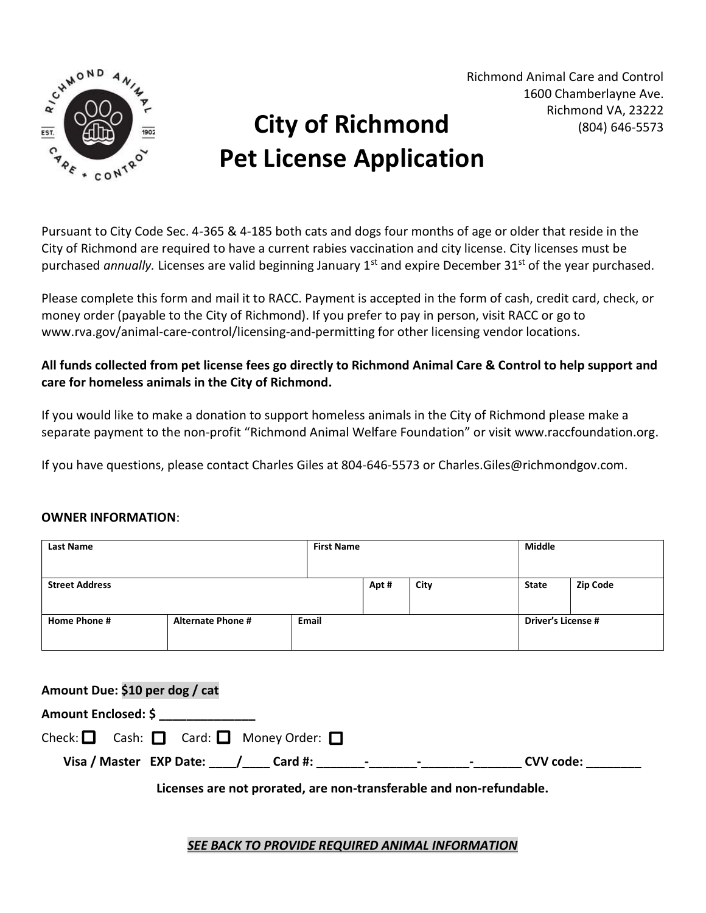Richmond Animal Care and Control
1600 Chamberlayne Ave.
Richmond VA, 23222
(804) 646-5573

# City of Richmond
# Pet License Application

Pursuant to City Code Sec. 4-365 & 4-185 both cats and dogs four months of age or older that reside in the City of Richmond are required to have a current rabies vaccination and city license. City licenses must be purchased *annually.* Licenses are valid beginning January 1st and expire December 31st of the year purchased.

Please complete this form and mail it to RACC. Payment is accepted in the form of cash, credit card, check, or money order (payable to the City of Richmond). If you prefer to pay in person, visit RACC or go to www.rva.gov/animal-care-control/licensing-and-permitting for other licensing vendor locations.

**All funds collected from pet license fees go directly to Richmond Animal Care & Control to help support and care for homeless animals in the City of Richmond.**

If you would like to make a donation to support homeless animals in the City of Richmond please make a separate payment to the non-profit "Richmond Animal Welfare Foundation" or visit www.raccfoundation.org.

If you have questions, please contact Charles Giles at 804-646-5573 or Charles.Giles@richmondgov.com.

**OWNER INFORMATION**:

| **Last Name** | | **First Name** | | **Middle** | |
|---|---|---|---|---|---|
| **Street Address** | | **Apt #** | **City** | **State** | **Zip Code** |
| **Home Phone #** | **Alternate Phone #** | **Email** | | **Driver's License #** | |

**Amount Due: $10 per dog / cat**

**Amount Enclosed: $ ______________**

Check: ☐ Cash: ☐ Card: ☐ Money Order: ☐

**Visa / Master EXP Date: ____/____ Card #: _______-_______-_______-_______ CVV code: ________**

**Licenses are not prorated, are non-transferable and non-refundable.**

***SEE BACK TO PROVIDE REQUIRED ANIMAL INFORMATION***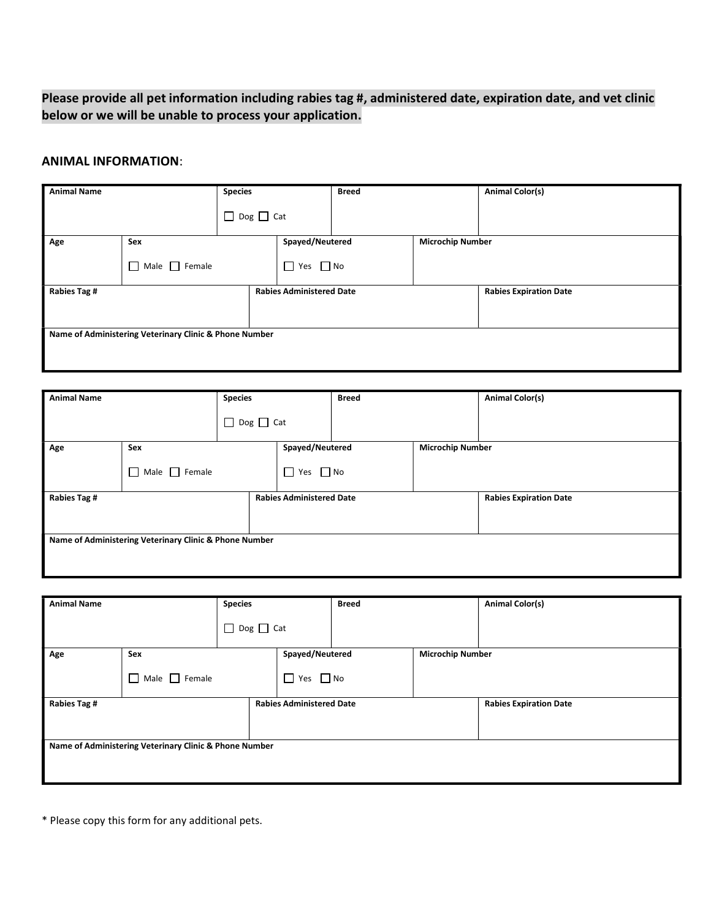**Please provide all pet information including rabies tag #, administered date, expiration date, and vet clinic below or we will be unable to process your application.**

**ANIMAL INFORMATION**:

| Animal Name | Species | Breed | Animal Color(s) |
|---|---|---|---|
| | ☐ Dog ☐ Cat | | |

| Age | Sex | Spayed/Neutered | Microchip Number |
|---|---|---|---|
| | ☐ Male ☐ Female | ☐ Yes ☐ No | |

| Rabies Tag # | Rabies Administered Date | Rabies Expiration Date |
|---|---|---|
| | | |

| Name of Administering Veterinary Clinic & Phone Number |
|---|
| |

| Animal Name | Species | Breed | Animal Color(s) |
|---|---|---|---|
| | ☐ Dog ☐ Cat | | |

| Age | Sex | Spayed/Neutered | Microchip Number |
|---|---|---|---|
| | ☐ Male ☐ Female | ☐ Yes ☐ No | |

| Rabies Tag # | Rabies Administered Date | Rabies Expiration Date |
|---|---|---|
| | | |

| Name of Administering Veterinary Clinic & Phone Number |
|---|
| |

| Animal Name | Species | Breed | Animal Color(s) |
|---|---|---|---|
| | ☐ Dog ☐ Cat | | |

| Age | Sex | Spayed/Neutered | Microchip Number |
|---|---|---|---|
| | ☐ Male ☐ Female | ☐ Yes ☐ No | |

| Rabies Tag # | Rabies Administered Date | Rabies Expiration Date |
|---|---|---|
| | | |

| Name of Administering Veterinary Clinic & Phone Number |
|---|
| |

* Please copy this form for any additional pets.